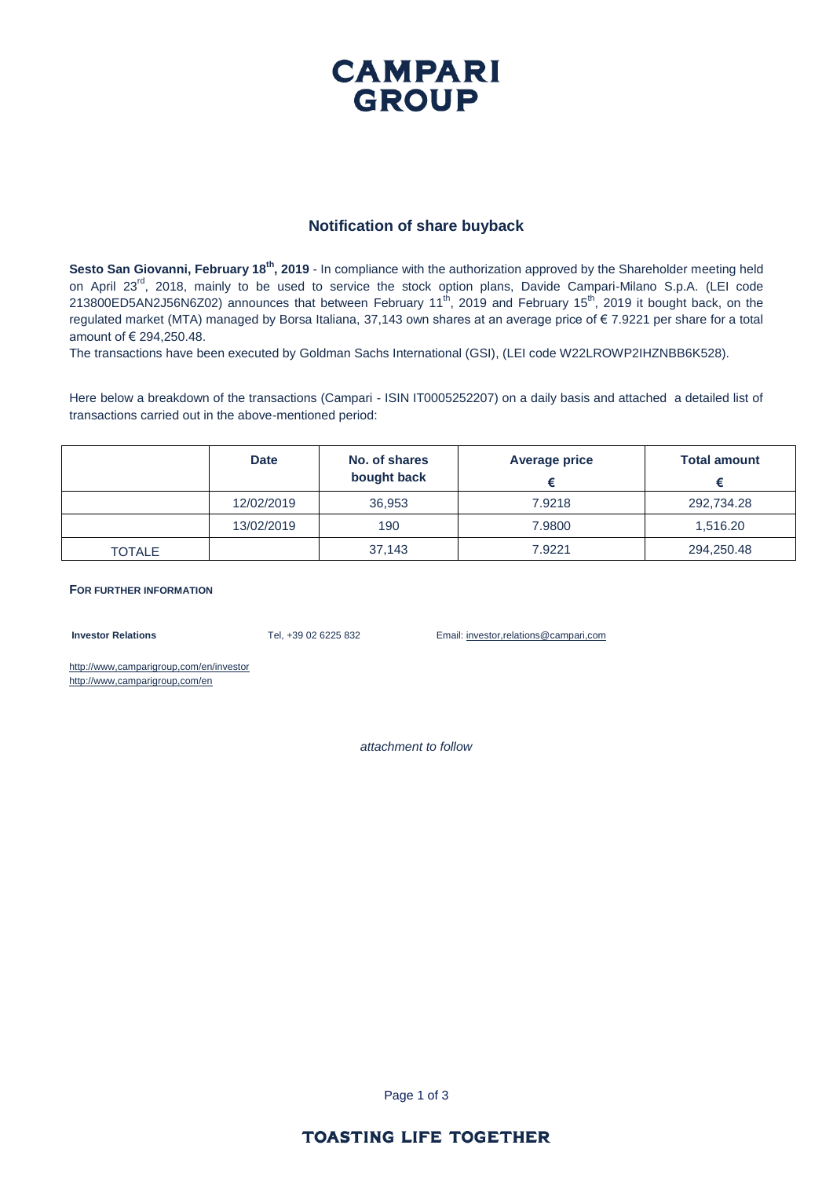# CAMPARI GROUP

## Notification of share buyback

**Sesto San Giovanni, February 18th, 2019** - In compliance with the authorization approved by the Shareholder meeting held on April 23rd, 2018, mainly to be used to service the stock option plans, Davide Campari-Milano S.p.A. (LEI code 213800ED5AN2J56N6Z02) announces that between February 11th, 2019 and February 15th, 2019 it bought back, on the regulated market (MTA) managed by Borsa Italiana, 37,143 own shares at an average price of € 7.9221 per share for a total amount of € 294,250.48.

The transactions have been executed by Goldman Sachs International (GSI), (LEI code W22LROWP2IHZNBB6K528).

Here below a breakdown of the transactions (Campari - ISIN IT0005252207) on a daily basis and attached a detailed list of transactions carried out in the above-mentioned period:

| | Date | No. of shares bought back | Average price € | Total amount € |
|---|---|---|---|---|
| | 12/02/2019 | 36,953 | 7.9218 | 292,734.28 |
| | 13/02/2019 | 190 | 7.9800 | 1,516.20 |
| TOTALE | | 37,143 | 7.9221 | 294,250.48 |

**FOR FURTHER INFORMATION**

**Investor Relations** Tel, +39 02 6225 832 Email: investor,relations@campari,com

http://www,camparigroup,com/en/investor
http://www,camparigroup,com/en

*attachment to follow*

TOASTING LIFE TOGETHER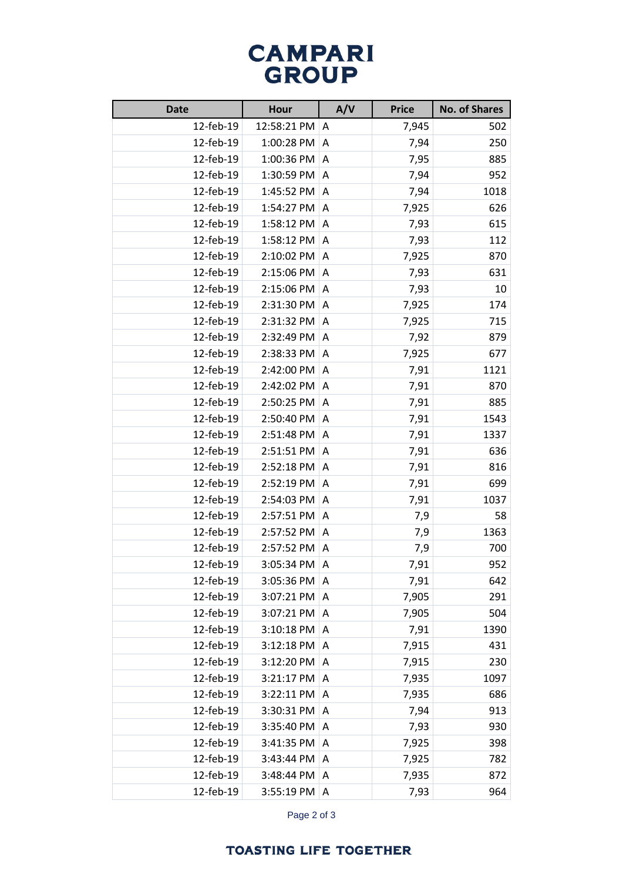# CAMPARI GROUP

| Date | Hour | A/V | Price | No. of Shares |
|---|---|---|---|---|
| 12-feb-19 | 12:58:21 PM | A | 7,945 | 502 |
| 12-feb-19 | 1:00:28 PM | A | 7,94 | 250 |
| 12-feb-19 | 1:00:36 PM | A | 7,95 | 885 |
| 12-feb-19 | 1:30:59 PM | A | 7,94 | 952 |
| 12-feb-19 | 1:45:52 PM | A | 7,94 | 1018 |
| 12-feb-19 | 1:54:27 PM | A | 7,925 | 626 |
| 12-feb-19 | 1:58:12 PM | A | 7,93 | 615 |
| 12-feb-19 | 1:58:12 PM | A | 7,93 | 112 |
| 12-feb-19 | 2:10:02 PM | A | 7,925 | 870 |
| 12-feb-19 | 2:15:06 PM | A | 7,93 | 631 |
| 12-feb-19 | 2:15:06 PM | A | 7,93 | 10 |
| 12-feb-19 | 2:31:30 PM | A | 7,925 | 174 |
| 12-feb-19 | 2:31:32 PM | A | 7,925 | 715 |
| 12-feb-19 | 2:32:49 PM | A | 7,92 | 879 |
| 12-feb-19 | 2:38:33 PM | A | 7,925 | 677 |
| 12-feb-19 | 2:42:00 PM | A | 7,91 | 1121 |
| 12-feb-19 | 2:42:02 PM | A | 7,91 | 870 |
| 12-feb-19 | 2:50:25 PM | A | 7,91 | 885 |
| 12-feb-19 | 2:50:40 PM | A | 7,91 | 1543 |
| 12-feb-19 | 2:51:48 PM | A | 7,91 | 1337 |
| 12-feb-19 | 2:51:51 PM | A | 7,91 | 636 |
| 12-feb-19 | 2:52:18 PM | A | 7,91 | 816 |
| 12-feb-19 | 2:52:19 PM | A | 7,91 | 699 |
| 12-feb-19 | 2:54:03 PM | A | 7,91 | 1037 |
| 12-feb-19 | 2:57:51 PM | A | 7,9 | 58 |
| 12-feb-19 | 2:57:52 PM | A | 7,9 | 1363 |
| 12-feb-19 | 2:57:52 PM | A | 7,9 | 700 |
| 12-feb-19 | 3:05:34 PM | A | 7,91 | 952 |
| 12-feb-19 | 3:05:36 PM | A | 7,91 | 642 |
| 12-feb-19 | 3:07:21 PM | A | 7,905 | 291 |
| 12-feb-19 | 3:07:21 PM | A | 7,905 | 504 |
| 12-feb-19 | 3:10:18 PM | A | 7,91 | 1390 |
| 12-feb-19 | 3:12:18 PM | A | 7,915 | 431 |
| 12-feb-19 | 3:12:20 PM | A | 7,915 | 230 |
| 12-feb-19 | 3:21:17 PM | A | 7,935 | 1097 |
| 12-feb-19 | 3:22:11 PM | A | 7,935 | 686 |
| 12-feb-19 | 3:30:31 PM | A | 7,94 | 913 |
| 12-feb-19 | 3:35:40 PM | A | 7,93 | 930 |
| 12-feb-19 | 3:41:35 PM | A | 7,925 | 398 |
| 12-feb-19 | 3:43:44 PM | A | 7,925 | 782 |
| 12-feb-19 | 3:48:44 PM | A | 7,935 | 872 |
| 12-feb-19 | 3:55:19 PM | A | 7,93 | 964 |

TOASTING LIFE TOGETHER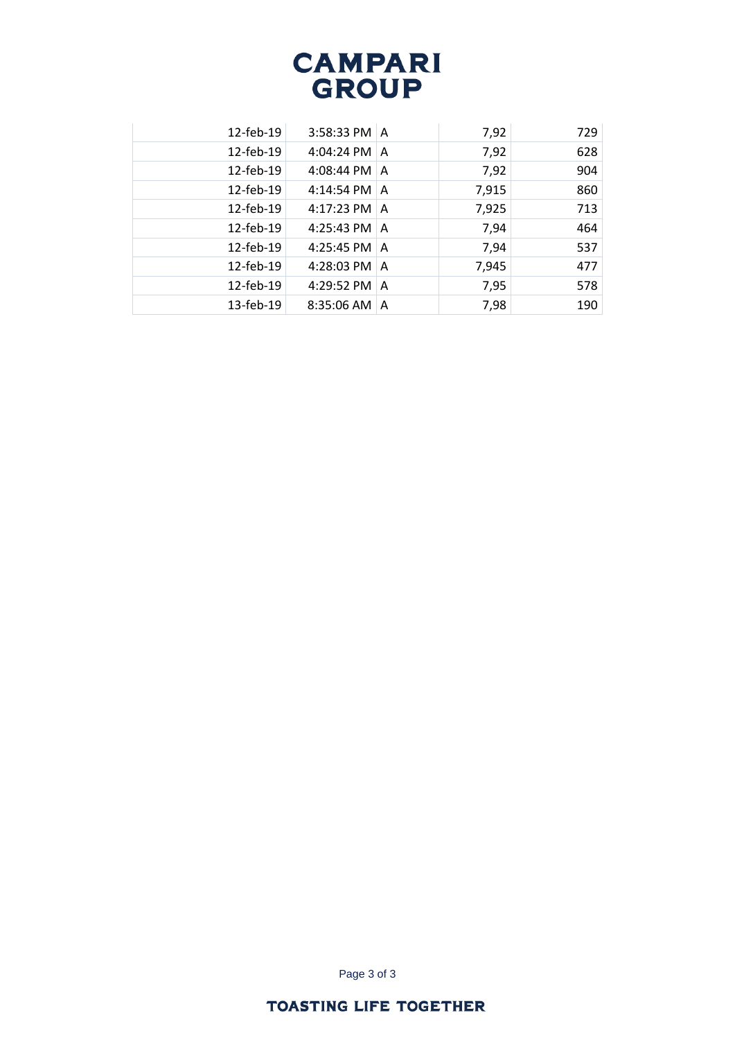| | | | | |
|---|---|---|---|---|
| 12-feb-19 | 3:58:33 PM | A | 7,92 | 729 |
| 12-feb-19 | 4:04:24 PM | A | 7,92 | 628 |
| 12-feb-19 | 4:08:44 PM | A | 7,92 | 904 |
| 12-feb-19 | 4:14:54 PM | A | 7,915 | 860 |
| 12-feb-19 | 4:17:23 PM | A | 7,925 | 713 |
| 12-feb-19 | 4:25:43 PM | A | 7,94 | 464 |
| 12-feb-19 | 4:25:45 PM | A | 7,94 | 537 |
| 12-feb-19 | 4:28:03 PM | A | 7,945 | 477 |
| 12-feb-19 | 4:29:52 PM | A | 7,95 | 578 |
| 13-feb-19 | 8:35:06 AM | A | 7,98 | 190 |